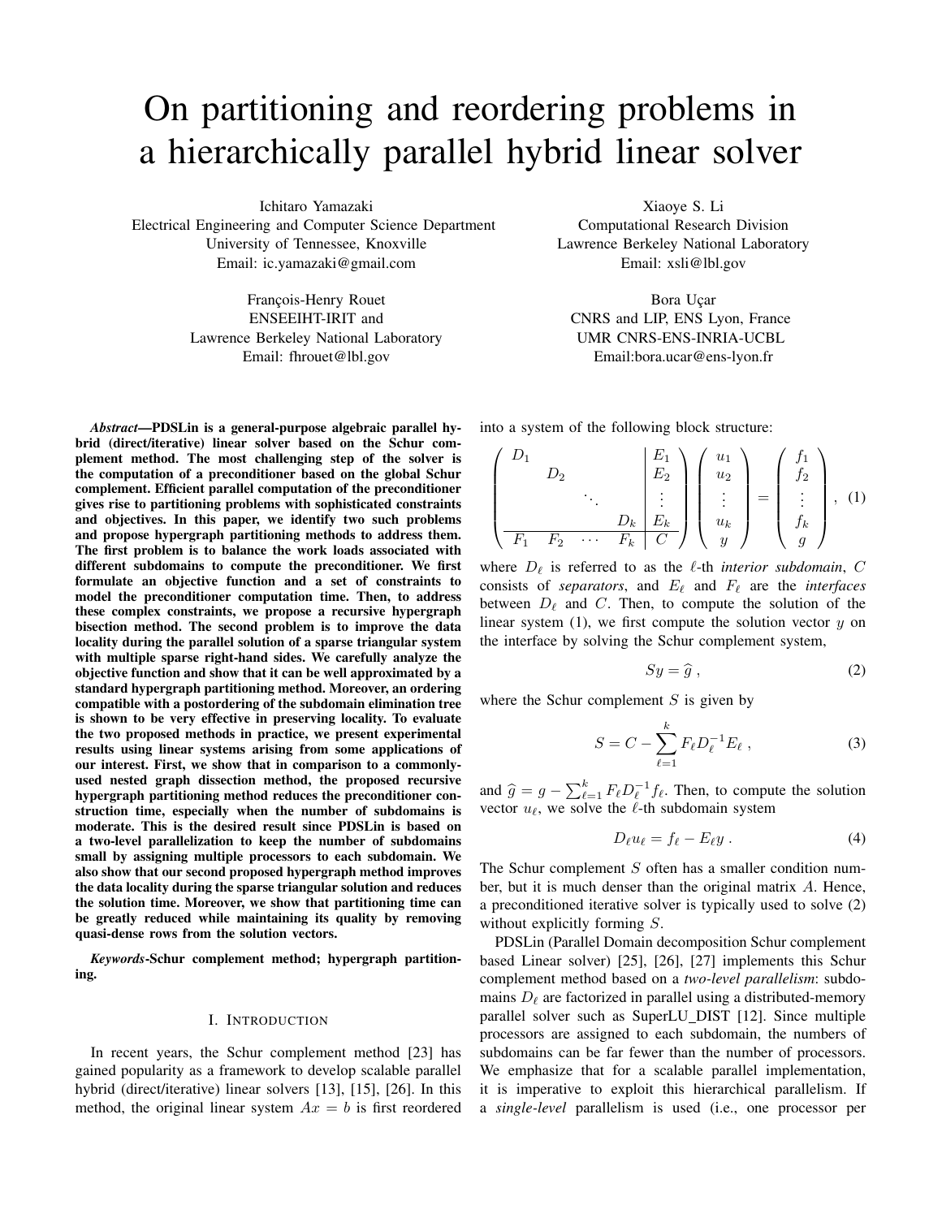# On partitioning and reordering problems in a hierarchically parallel hybrid linear solver

Ichitaro Yamazaki
Electrical Engineering and Computer Science Department
University of Tennessee, Knoxville
Email: ic.yamazaki@gmail.com

Xiaoye S. Li
Computational Research Division
Lawrence Berkeley National Laboratory
Email: xsli@lbl.gov

François-Henry Rouet
ENSEEIHT-IRIT and
Lawrence Berkeley National Laboratory
Email: fhrouet@lbl.gov

Bora Uçar
CNRS and LIP, ENS Lyon, France
UMR CNRS-ENS-INRIA-UCBL
Email:bora.ucar@ens-lyon.fr

***Abstract*—PDSLin is a general-purpose algebraic parallel hybrid (direct/iterative) linear solver based on the Schur complement method. The most challenging step of the solver is the computation of a preconditioner based on the global Schur complement. Efficient parallel computation of the preconditioner gives rise to partitioning problems with sophisticated constraints and objectives. In this paper, we identify two such problems and propose hypergraph partitioning methods to address them. The first problem is to balance the work loads associated with different subdomains to compute the preconditioner. We first formulate an objective function and a set of constraints to model the preconditioner computation time. Then, to address these complex constraints, we propose a recursive hypergraph bisection method. The second problem is to improve the data locality during the parallel solution of a sparse triangular system with multiple sparse right-hand sides. We carefully analyze the objective function and show that it can be well approximated by a standard hypergraph partitioning method. Moreover, an ordering compatible with a postordering of the subdomain elimination tree is shown to be very effective in preserving locality. To evaluate the two proposed methods in practice, we present experimental results using linear systems arising from some applications of our interest. First, we show that in comparison to a commonly-used nested graph dissection method, the proposed recursive hypergraph partitioning method reduces the preconditioner construction time, especially when the number of subdomains is moderate. This is the desired result since PDSLin is based on a two-level parallelization to keep the number of subdomains small by assigning multiple processors to each subdomain. We also show that our second proposed hypergraph method improves the data locality during the sparse triangular solution and reduces the solution time. Moreover, we show that partitioning time can be greatly reduced while maintaining its quality by removing quasi-dense rows from the solution vectors.**

***Keywords*-Schur complement method; hypergraph partitioning.**

## I. Introduction

In recent years, the Schur complement method [23] has gained popularity as a framework to develop scalable parallel hybrid (direct/iterative) linear solvers [13], [15], [26]. In this method, the original linear system $Ax = b$ is first reordered into a system of the following block structure:

$$\left(\begin{array}{cccc|c} D_1 & & & & E_1 \\ & D_2 & & & E_2 \\ & & \ddots & & \vdots \\ & & & D_k & E_k \\ \hline F_1 & F_2 & \cdots & F_k & C \end{array}\right) \left(\begin{array}{c} u_1 \\ u_2 \\ \vdots \\ u_k \\ y \end{array}\right) = \left(\begin{array}{c} f_1 \\ f_2 \\ \vdots \\ f_k \\ g \end{array}\right), \quad (1)$$

where $D_\ell$ is referred to as the $\ell$-th *interior subdomain*, $C$ consists of *separators*, and $E_\ell$ and $F_\ell$ are the *interfaces* between $D_\ell$ and $C$. Then, to compute the solution of the linear system (1), we first compute the solution vector $y$ on the interface by solving the Schur complement system,

$$S y = \widehat{g} \,, \quad (2)$$

where the Schur complement $S$ is given by

$$S = C - \sum_{\ell=1}^{k} F_\ell D_\ell^{-1} E_\ell \,, \quad (3)$$

and $\widehat{g} = g - \sum_{\ell=1}^{k} F_\ell D_\ell^{-1} f_\ell$. Then, to compute the solution vector $u_\ell$, we solve the $\ell$-th subdomain system

$$D_\ell u_\ell = f_\ell - E_\ell y \,. \quad (4)$$

The Schur complement $S$ often has a smaller condition number, but it is much denser than the original matrix $A$. Hence, a preconditioned iterative solver is typically used to solve (2) without explicitly forming $S$.

PDSLin (Parallel Domain decomposition Schur complement based Linear solver) [25], [26], [27] implements this Schur complement method based on a *two-level parallelism*: subdomains $D_\ell$ are factorized in parallel using a distributed-memory parallel solver such as SuperLU_DIST [12]. Since multiple processors are assigned to each subdomain, the numbers of subdomains can be far fewer than the number of processors. We emphasize that for a scalable parallel implementation, it is imperative to exploit this hierarchical parallelism. If a *single-level* parallelism is used (i.e., one processor per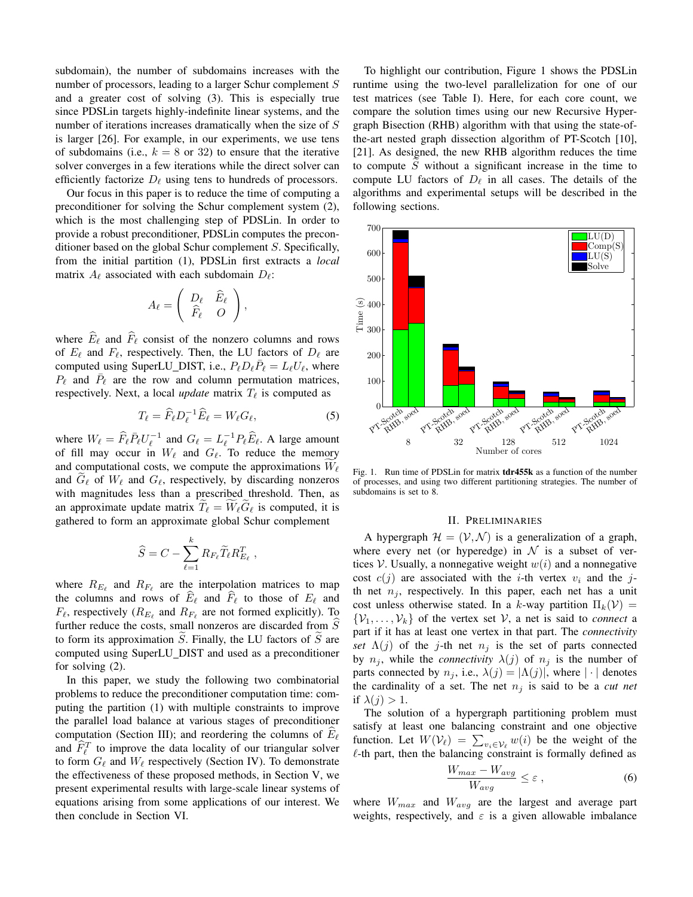subdomain), the number of subdomains increases with the number of processors, leading to a larger Schur complement $S$ and a greater cost of solving (3). This is especially true since PDSLin targets highly-indefinite linear systems, and the number of iterations increases dramatically when the size of $S$ is larger [26]. For example, in our experiments, we use tens of subdomains (i.e., $k = 8$ or 32) to ensure that the iterative solver converges in a few iterations while the direct solver can efficiently factorize $D_\ell$ using tens to hundreds of processors.

Our focus in this paper is to reduce the time of computing a preconditioner for solving the Schur complement system (2), which is the most challenging step of PDSLin. In order to provide a robust preconditioner, PDSLin computes the preconditioner based on the global Schur complement $S$. Specifically, from the initial partition (1), PDSLin first extracts a *local* matrix $A_\ell$ associated with each subdomain $D_\ell$:

$$A_\ell = \begin{pmatrix} D_\ell & \widehat{E}_\ell \\ \widehat{F}_\ell & O \end{pmatrix},$$

where $\widehat{E}_\ell$ and $\widehat{F}_\ell$ consist of the nonzero columns and rows of $E_\ell$ and $F_\ell$, respectively. Then, the LU factors of $D_\ell$ are computed using SuperLU_DIST, i.e., $P_\ell D_\ell \bar{P}_\ell = L_\ell U_\ell$, where $P_\ell$ and $\bar{P}_\ell$ are the row and column permutation matrices, respectively. Next, a local *update* matrix $T_\ell$ is computed as

$$T_\ell = \widehat{F}_\ell D_\ell^{-1} \widehat{E}_\ell = W_\ell G_\ell, \tag{5}$$

where $W_\ell = \widehat{F}_\ell \bar{P}_\ell U_\ell^{-1}$ and $G_\ell = L_\ell^{-1} P_\ell \widehat{E}_\ell$. A large amount of fill may occur in $W_\ell$ and $G_\ell$. To reduce the memory and computational costs, we compute the approximations $\widetilde{W}_\ell$ and $\widetilde{G}_\ell$ of $W_\ell$ and $G_\ell$, respectively, by discarding nonzeros with magnitudes less than a prescribed threshold. Then, as an approximate update matrix $\widetilde{T}_\ell = \widetilde{W}_\ell \widetilde{G}_\ell$ is computed, it is gathered to form an approximate global Schur complement

$$\widehat{S} = C - \sum_{\ell=1}^{k} R_{F_\ell} \widetilde{T}_\ell R_{E_\ell}^T ,$$

where $R_{E_\ell}$ and $R_{F_\ell}$ are the interpolation matrices to map the columns and rows of $\widehat{E}_\ell$ and $\widehat{F}_\ell$ to those of $E_\ell$ and $F_\ell$, respectively ($R_{E_\ell}$ and $R_{F_\ell}$ are not formed explicitly). To further reduce the costs, small nonzeros are discarded from $\widehat{S}$ to form its approximation $\widetilde{S}$. Finally, the LU factors of $\widetilde{S}$ are computed using SuperLU_DIST and used as a preconditioner for solving (2).

In this paper, we study the following two combinatorial problems to reduce the preconditioner computation time: computing the partition (1) with multiple constraints to improve the parallel load balance at various stages of preconditioner computation (Section III); and reordering the columns of $\widehat{E}_\ell$ and $\widehat{F}_\ell^T$ to improve the data locality of our triangular solver to form $G_\ell$ and $W_\ell$ respectively (Section IV). To demonstrate the effectiveness of these proposed methods, in Section V, we present experimental results with large-scale linear systems of equations arising from some applications of our interest. We then conclude in Section VI.

To highlight our contribution, Figure 1 shows the PDSLin runtime using the two-level parallelization for one of our test matrices (see Table I). Here, for each core count, we compare the solution times using our new Recursive Hypergraph Bisection (RHB) algorithm with that using the state-of-the-art nested graph dissection algorithm of PT-Scotch [10], [21]. As designed, the new RHB algorithm reduces the time to compute $\widetilde{S}$ without a significant increase in the time to compute LU factors of $D_\ell$ in all cases. The details of the algorithms and experimental setups will be described in the following sections.

Fig. 1. Run time of PDSLin for matrix **tdr455k** as a function of the number of processes, and using two different partitioning strategies. The number of subdomains is set to 8.

## II. Preliminaries

A hypergraph $\mathcal{H} = (\mathcal{V}, \mathcal{N})$ is a generalization of a graph, where every net (or hyperedge) in $\mathcal{N}$ is a subset of vertices $\mathcal{V}$. Usually, a nonnegative weight $w(i)$ and a nonnegative cost $c(j)$ are associated with the $i$-th vertex $v_i$ and the $j$-th net $n_j$, respectively. In this paper, each net has a unit cost unless otherwise stated. In a $k$-way partition $\Pi_k(\mathcal{V}) = \{\mathcal{V}_1, \ldots, \mathcal{V}_k\}$ of the vertex set $\mathcal{V}$, a net is said to *connect* a part if it has at least one vertex in that part. The *connectivity set* $\Lambda(j)$ of the $j$-th net $n_j$ is the set of parts connected by $n_j$, while the *connectivity* $\lambda(j)$ of $n_j$ is the number of parts connected by $n_j$, i.e., $\lambda(j) = |\Lambda(j)|$, where $|\cdot|$ denotes the cardinality of a set. The net $n_j$ is said to be a *cut net* if $\lambda(j) > 1$.

The solution of a hypergraph partitioning problem must satisfy at least one balancing constraint and one objective function. Let $W(\mathcal{V}_\ell) = \sum_{v_i \in \mathcal{V}_\ell} w(i)$ be the weight of the $\ell$-th part, then the balancing constraint is formally defined as

$$\frac{W_{max} - W_{avg}}{W_{avg}} \leq \varepsilon , \tag{6}$$

where $W_{max}$ and $W_{avg}$ are the largest and average part weights, respectively, and $\varepsilon$ is a given allowable imbalance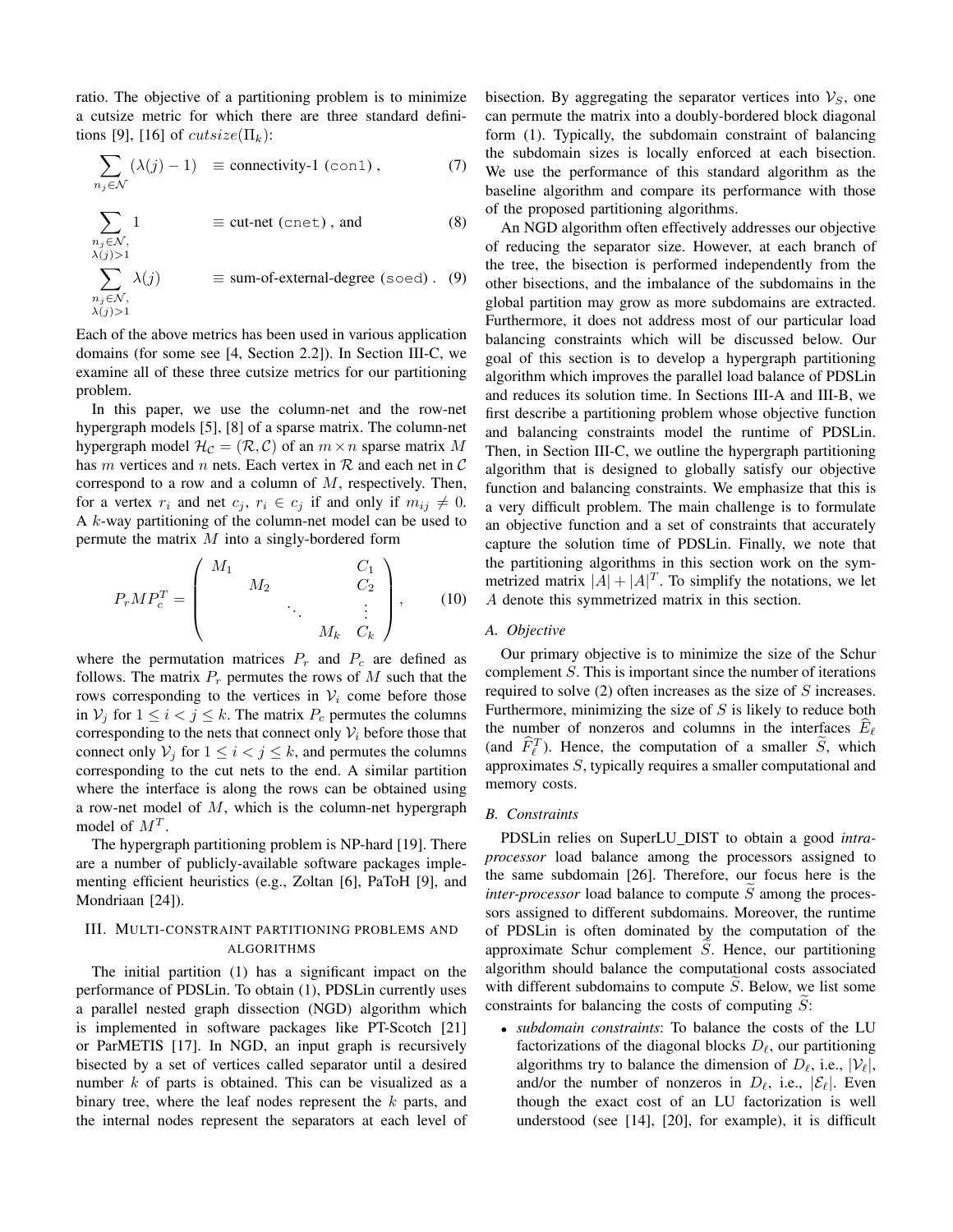ratio. The objective of a partitioning problem is to minimize a cutsize metric for which there are three standard definitions [9], [16] of $cutsize(\Pi_k)$:

$$\sum_{n_j \in \mathcal{N}} (\lambda(j) - 1) \quad \equiv \text{connectivity-1 (con1)}, \tag{7}$$

$$\sum_{\substack{n_j \in \mathcal{N}, \\ \lambda(j) > 1}} 1 \quad \equiv \text{cut-net (cnet), and} \tag{8}$$

$$\sum_{\substack{n_j \in \mathcal{N}, \\ \lambda(j) > 1}} \lambda(j) \quad \equiv \text{sum-of-external-degree (soed)}. \tag{9}$$

Each of the above metrics has been used in various application domains (for some see [4, Section 2.2]). In Section III-C, we examine all of these three cutsize metrics for our partitioning problem.

In this paper, we use the column-net and the row-net hypergraph models [5], [8] of a sparse matrix. The column-net hypergraph model $\mathcal{H}_\mathcal{C} = (\mathcal{R}, \mathcal{C})$ of an $m \times n$ sparse matrix $M$ has $m$ vertices and $n$ nets. Each vertex in $\mathcal{R}$ and each net in $\mathcal{C}$ correspond to a row and a column of $M$, respectively. Then, for a vertex $r_i$ and net $c_j$, $r_i \in c_j$ if and only if $m_{ij} \neq 0$. A $k$-way partitioning of the column-net model can be used to permute the matrix $M$ into a singly-bordered form

$$P_r M P_c^T = \begin{pmatrix} M_1 & & & & C_1 \\ & M_2 & & & C_2 \\ & & \ddots & & \vdots \\ & & & M_k & C_k \end{pmatrix}, \tag{10}$$

where the permutation matrices $P_r$ and $P_c$ are defined as follows. The matrix $P_r$ permutes the rows of $M$ such that the rows corresponding to the vertices in $\mathcal{V}_i$ come before those in $\mathcal{V}_j$ for $1 \leq i < j \leq k$. The matrix $P_c$ permutes the columns corresponding to the nets that connect only $\mathcal{V}_i$ before those that connect only $\mathcal{V}_j$ for $1 \leq i < j \leq k$, and permutes the columns corresponding to the cut nets to the end. A similar partition where the interface is along the rows can be obtained using a row-net model of $M$, which is the column-net hypergraph model of $M^T$.

The hypergraph partitioning problem is NP-hard [19]. There are a number of publicly-available software packages implementing efficient heuristics (e.g., Zoltan [6], PaToH [9], and Mondriaan [24]).

## III. Multi-constraint partitioning problems and algorithms

The initial partition (1) has a significant impact on the performance of PDSLin. To obtain (1), PDSLin currently uses a parallel nested graph dissection (NGD) algorithm which is implemented in software packages like PT-Scotch [21] or ParMETIS [17]. In NGD, an input graph is recursively bisected by a set of vertices called separator until a desired number $k$ of parts is obtained. This can be visualized as a binary tree, where the leaf nodes represent the $k$ parts, and the internal nodes represent the separators at each level of bisection. By aggregating the separator vertices into $\mathcal{V}_S$, one can permute the matrix into a doubly-bordered block diagonal form (1). Typically, the subdomain constraint of balancing the subdomain sizes is locally enforced at each bisection. We use the performance of this standard algorithm as the baseline algorithm and compare its performance with those of the proposed partitioning algorithms.

An NGD algorithm often effectively addresses our objective of reducing the separator size. However, at each branch of the tree, the bisection is performed independently from the other bisections, and the imbalance of the subdomains in the global partition may grow as more subdomains are extracted. Furthermore, it does not address most of our particular load balancing constraints which will be discussed below. Our goal of this section is to develop a hypergraph partitioning algorithm which improves the parallel load balance of PDSLin and reduces its solution time. In Sections III-A and III-B, we first describe a partitioning problem whose objective function and balancing constraints model the runtime of PDSLin. Then, in Section III-C, we outline the hypergraph partitioning algorithm that is designed to globally satisfy our objective function and balancing constraints. We emphasize that this is a very difficult problem. The main challenge is to formulate an objective function and a set of constraints that accurately capture the solution time of PDSLin. Finally, we note that the partitioning algorithms in this section work on the symmetrized matrix $|A| + |A|^T$. To simplify the notations, we let $A$ denote this symmetrized matrix in this section.

### A. Objective

Our primary objective is to minimize the size of the Schur complement $S$. This is important since the number of iterations required to solve (2) often increases as the size of $S$ increases. Furthermore, minimizing the size of $S$ is likely to reduce both the number of nonzeros and columns in the interfaces $\widehat{E}_\ell$ (and $\widehat{F}_\ell^T$). Hence, the computation of a smaller $\widetilde{S}$, which approximates $S$, typically requires a smaller computational and memory costs.

### B. Constraints

PDSLin relies on SuperLU_DIST to obtain a good *intra-processor* load balance among the processors assigned to the same subdomain [26]. Therefore, our focus here is the *inter-processor* load balance to compute $\widetilde{S}$ among the processors assigned to different subdomains. Moreover, the runtime of PDSLin is often dominated by the computation of the approximate Schur complement $\widetilde{S}$. Hence, our partitioning algorithm should balance the computational costs associated with different subdomains to compute $\widetilde{S}$. Below, we list some constraints for balancing the costs of computing $\widetilde{S}$:

- *subdomain constraints*: To balance the costs of the LU factorizations of the diagonal blocks $D_\ell$, our partitioning algorithms try to balance the dimension of $D_\ell$, i.e., $|\mathcal{V}_\ell|$, and/or the number of nonzeros in $D_\ell$, i.e., $|\mathcal{E}_\ell|$. Even though the exact cost of an LU factorization is well understood (see [14], [20], for example), it is difficult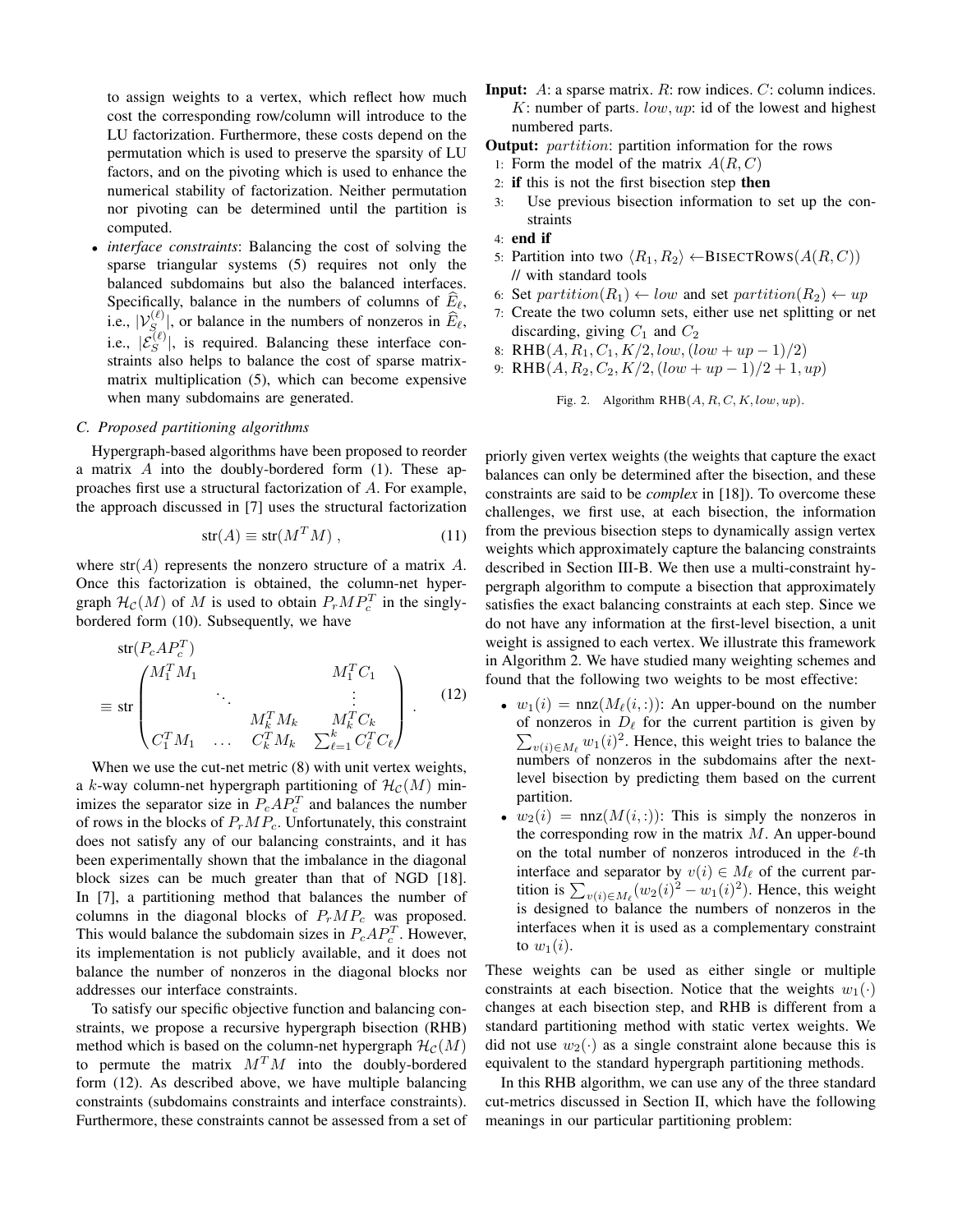to assign weights to a vertex, which reflect how much cost the corresponding row/column will introduce to the LU factorization. Furthermore, these costs depend on the permutation which is used to preserve the sparsity of LU factors, and on the pivoting which is used to enhance the numerical stability of factorization. Neither permutation nor pivoting can be determined until the partition is computed.

- *interface constraints*: Balancing the cost of solving the sparse triangular systems (5) requires not only the balanced subdomains but also the balanced interfaces. Specifically, balance in the numbers of columns of $\widehat{E}_\ell$, i.e., $|\mathcal{V}_S^{(\ell)}|$, or balance in the numbers of nonzeros in $\widehat{E}_\ell$, i.e., $|\mathcal{E}_S^{(\ell)}|$, is required. Balancing these interface constraints also helps to balance the cost of sparse matrix-matrix multiplication (5), which can become expensive when many subdomains are generated.

### C. Proposed partitioning algorithms

Hypergraph-based algorithms have been proposed to reorder a matrix $A$ into the doubly-bordered form (1). These approaches first use a structural factorization of $A$. For example, the approach discussed in [7] uses the structural factorization

$$\text{str}(A) \equiv \text{str}(M^T M) \,, \tag{11}$$

where $\text{str}(A)$ represents the nonzero structure of a matrix $A$. Once this factorization is obtained, the column-net hypergraph $\mathcal{H}_\mathcal{C}(M)$ of $M$ is used to obtain $P_r M P_c^T$ in the singly-bordered form (10). Subsequently, we have

$$\begin{aligned} &\text{str}(P_c A P_c^T) \\ &\equiv \text{str} \begin{pmatrix} M_1^T M_1 & & & M_1^T C_1 \\ & \ddots & & \vdots \\ & & M_k^T M_k & M_k^T C_k \\ C_1^T M_1 & \dots & C_k^T M_k & \sum_{\ell=1}^k C_\ell^T C_\ell \end{pmatrix} . \end{aligned} \tag{12}$$

When we use the cut-net metric (8) with unit vertex weights, a $k$-way column-net hypergraph partitioning of $\mathcal{H}_\mathcal{C}(M)$ minimizes the separator size in $P_c A P_c^T$ and balances the number of rows in the blocks of $P_r M P_c$. Unfortunately, this constraint does not satisfy any of our balancing constraints, and it has been experimentally shown that the imbalance in the diagonal block sizes can be much greater than that of NGD [18]. In [7], a partitioning method that balances the number of columns in the diagonal blocks of $P_r M P_c$ was proposed. This would balance the subdomain sizes in $P_c A P_c^T$. However, its implementation is not publicly available, and it does not balance the number of nonzeros in the diagonal blocks nor addresses our interface constraints.

To satisfy our specific objective function and balancing constraints, we propose a recursive hypergraph bisection (RHB) method which is based on the column-net hypergraph $\mathcal{H}_\mathcal{C}(M)$ to permute the matrix $M^T M$ into the doubly-bordered form (12). As described above, we have multiple balancing constraints (subdomains constraints and interface constraints). Furthermore, these constraints cannot be assessed from a set of priorly given vertex weights (the weights that capture the exact balances can only be determined after the bisection, and these constraints are said to be *complex* in [18]). To overcome these challenges, we first use, at each bisection, the information from the previous bisection steps to dynamically assign vertex weights which approximately capture the balancing constraints described in Section III-B. We then use a multi-constraint hypergraph algorithm to compute a bisection that approximately satisfies the exact balancing constraints at each step. Since we do not have any information at the first-level bisection, a unit weight is assigned to each vertex. We illustrate this framework in Algorithm 2. We have studied many weighting schemes and found that the following two weights to be most effective:

**Input:** $A$: a sparse matrix. $R$: row indices. $C$: column indices. $K$: number of parts. $low, up$: id of the lowest and highest numbered parts.
**Output:** $partition$: partition information for the rows

1: Form the model of the matrix $A(R, C)$
2: **if** this is not the first bisection step **then**
3: Use previous bisection information to set up the constraints
4: **end if**
5: Partition into two $\langle R_1, R_2 \rangle \leftarrow$ BISECTROWS$(A(R,C))$ // with standard tools
6: Set $partition(R_1) \leftarrow low$ and set $partition(R_2) \leftarrow up$
7: Create the two column sets, either use net splitting or net discarding, giving $C_1$ and $C_2$
8: RHB$(A, R_1, C_1, K/2, low, (low + up - 1)/2)$
9: RHB$(A, R_2, C_2, K/2, (low + up - 1)/2 + 1, up)$

Fig. 2. Algorithm RHB$(A, R, C, K, low, up)$.

- $w_1(i) = \text{nnz}(M_\ell(i,:))$: An upper-bound on the number of nonzeros in $D_\ell$ for the current partition is given by $\sum_{v(i) \in M_\ell} w_1(i)^2$. Hence, this weight tries to balance the numbers of nonzeros in the subdomains after the next-level bisection by predicting them based on the current partition.
- $w_2(i) = \text{nnz}(M(i,:))$: This is simply the nonzeros in the corresponding row in the matrix $M$. An upper-bound on the total number of nonzeros introduced in the $\ell$-th interface and separator by $v(i) \in M_\ell$ of the current partition is $\sum_{v(i) \in M_\ell} (w_2(i)^2 - w_1(i)^2)$. Hence, this weight is designed to balance the numbers of nonzeros in the interfaces when it is used as a complementary constraint to $w_1(i)$.

These weights can be used as either single or multiple constraints at each bisection. Notice that the weights $w_1(\cdot)$ changes at each bisection step, and RHB is different from a standard partitioning method with static vertex weights. We did not use $w_2(\cdot)$ as a single constraint alone because this is equivalent to the standard hypergraph partitioning methods.

In this RHB algorithm, we can use any of the three standard cut-metrics discussed in Section II, which have the following meanings in our particular partitioning problem: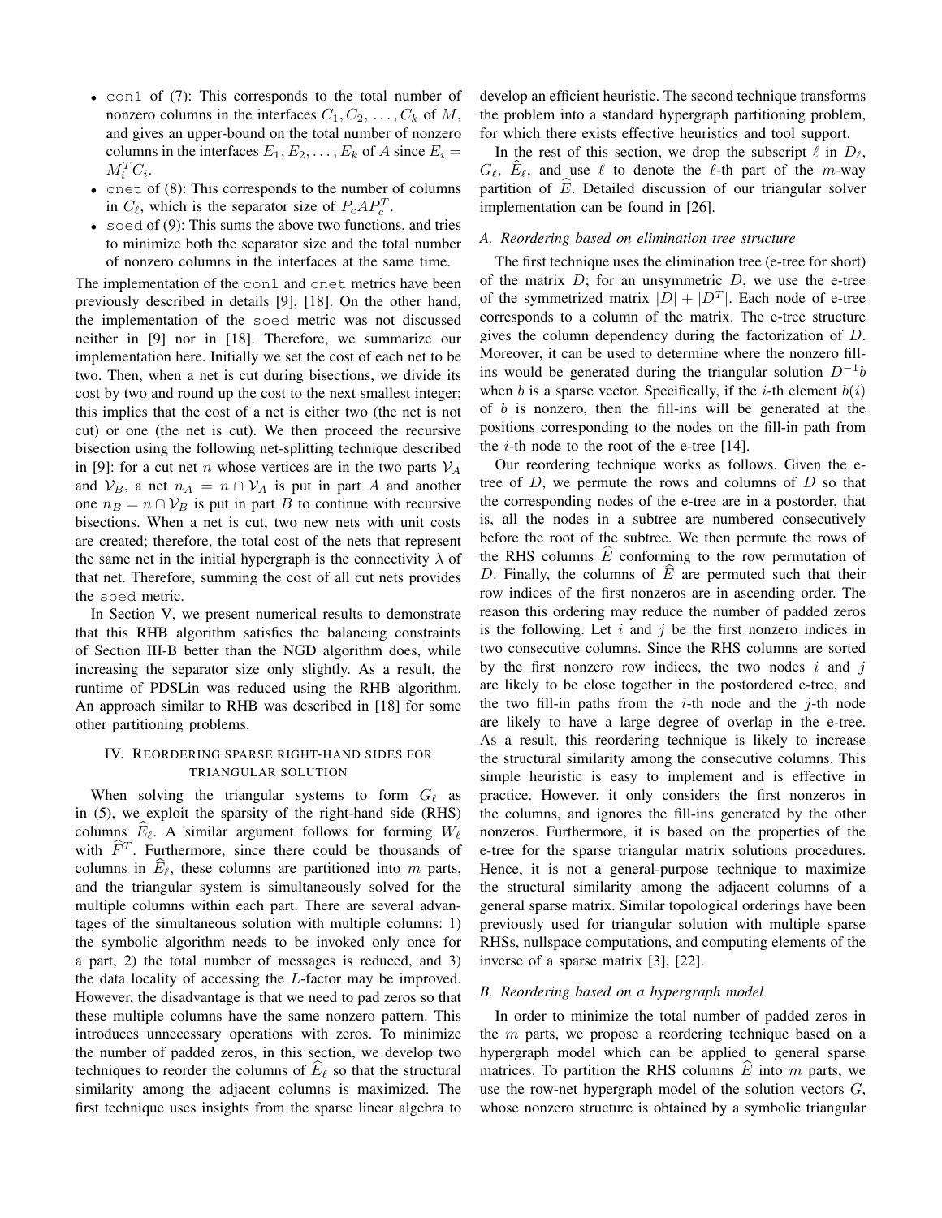- `con1` of (7): This corresponds to the total number of nonzero columns in the interfaces $C_1, C_2, \ldots, C_k$ of $M$, and gives an upper-bound on the total number of nonzero columns in the interfaces $E_1, E_2, \ldots, E_k$ of $A$ since $E_i = M_i^T C_i$.
- `cnet` of (8): This corresponds to the number of columns in $C_\ell$, which is the separator size of $P_c A P_c^T$.
- `soed` of (9): This sums the above two functions, and tries to minimize both the separator size and the total number of nonzero columns in the interfaces at the same time.

The implementation of the `con1` and `cnet` metrics have been previously described in details [9], [18]. On the other hand, the implementation of the `soed` metric was not discussed neither in [9] nor in [18]. Therefore, we summarize our implementation here. Initially we set the cost of each net to be two. Then, when a net is cut during bisections, we divide its cost by two and round up the cost to the next smallest integer; this implies that the cost of a net is either two (the net is not cut) or one (the net is cut). We then proceed the recursive bisection using the following net-splitting technique described in [9]: for a cut net $n$ whose vertices are in the two parts $\mathcal{V}_A$ and $\mathcal{V}_B$, a net $n_A = n \cap \mathcal{V}_A$ is put in part $A$ and another one $n_B = n \cap \mathcal{V}_B$ is put in part $B$ to continue with recursive bisections. When a net is cut, two new nets with unit costs are created; therefore, the total cost of the nets that represent the same net in the initial hypergraph is the connectivity $\lambda$ of that net. Therefore, summing the cost of all cut nets provides the `soed` metric.

In Section V, we present numerical results to demonstrate that this RHB algorithm satisfies the balancing constraints of Section III-B better than the NGD algorithm does, while increasing the separator size only slightly. As a result, the runtime of PDSLin was reduced using the RHB algorithm. An approach similar to RHB was described in [18] for some other partitioning problems.

## IV. Reordering sparse right-hand sides for triangular solution

When solving the triangular systems to form $G_\ell$ as in (5), we exploit the sparsity of the right-hand side (RHS) columns $\widehat{E}_\ell$. A similar argument follows for forming $W_\ell$ with $\widehat{F}^T$. Furthermore, since there could be thousands of columns in $\widehat{E}_\ell$, these columns are partitioned into $m$ parts, and the triangular system is simultaneously solved for the multiple columns within each part. There are several advantages of the simultaneous solution with multiple columns: 1) the symbolic algorithm needs to be invoked only once for a part, 2) the total number of messages is reduced, and 3) the data locality of accessing the $L$-factor may be improved. However, the disadvantage is that we need to pad zeros so that these multiple columns have the same nonzero pattern. This introduces unnecessary operations with zeros. To minimize the number of padded zeros, in this section, we develop two techniques to reorder the columns of $\widehat{E}_\ell$ so that the structural similarity among the adjacent columns is maximized. The first technique uses insights from the sparse linear algebra to develop an efficient heuristic. The second technique transforms the problem into a standard hypergraph partitioning problem, for which there exists effective heuristics and tool support.

In the rest of this section, we drop the subscript $\ell$ in $D_\ell$, $G_\ell$, $\widehat{E}_\ell$, and use $\ell$ to denote the $\ell$-th part of the $m$-way partition of $\widehat{E}$. Detailed discussion of our triangular solver implementation can be found in [26].

### A. Reordering based on elimination tree structure

The first technique uses the elimination tree (e-tree for short) of the matrix $D$; for an unsymmetric $D$, we use the e-tree of the symmetrized matrix $|D| + |D^T|$. Each node of e-tree corresponds to a column of the matrix. The e-tree structure gives the column dependency during the factorization of $D$. Moreover, it can be used to determine where the nonzero fill-ins would be generated during the triangular solution $D^{-1}b$ when $b$ is a sparse vector. Specifically, if the $i$-th element $b(i)$ of $b$ is nonzero, then the fill-ins will be generated at the positions corresponding to the nodes on the fill-in path from the $i$-th node to the root of the e-tree [14].

Our reordering technique works as follows. Given the e-tree of $D$, we permute the rows and columns of $D$ so that the corresponding nodes of the e-tree are in a postorder, that is, all the nodes in a subtree are numbered consecutively before the root of the subtree. We then permute the rows of the RHS columns $\widehat{E}$ conforming to the row permutation of $D$. Finally, the columns of $\widehat{E}$ are permuted such that their row indices of the first nonzeros are in ascending order. The reason this ordering may reduce the number of padded zeros is the following. Let $i$ and $j$ be the first nonzero indices in two consecutive columns. Since the RHS columns are sorted by the first nonzero row indices, the two nodes $i$ and $j$ are likely to be close together in the postordered e-tree, and the two fill-in paths from the $i$-th node and the $j$-th node are likely to have a large degree of overlap in the e-tree. As a result, this reordering technique is likely to increase the structural similarity among the consecutive columns. This simple heuristic is easy to implement and is effective in practice. However, it only considers the first nonzeros in the columns, and ignores the fill-ins generated by the other nonzeros. Furthermore, it is based on the properties of the e-tree for the sparse triangular matrix solutions procedures. Hence, it is not a general-purpose technique to maximize the structural similarity among the adjacent columns of a general sparse matrix. Similar topological orderings have been previously used for triangular solution with multiple sparse RHSs, nullspace computations, and computing elements of the inverse of a sparse matrix [3], [22].

### B. Reordering based on a hypergraph model

In order to minimize the total number of padded zeros in the $m$ parts, we propose a reordering technique based on a hypergraph model which can be applied to general sparse matrices. To partition the RHS columns $\widehat{E}$ into $m$ parts, we use the row-net hypergraph model of the solution vectors $G$, whose nonzero structure is obtained by a symbolic triangular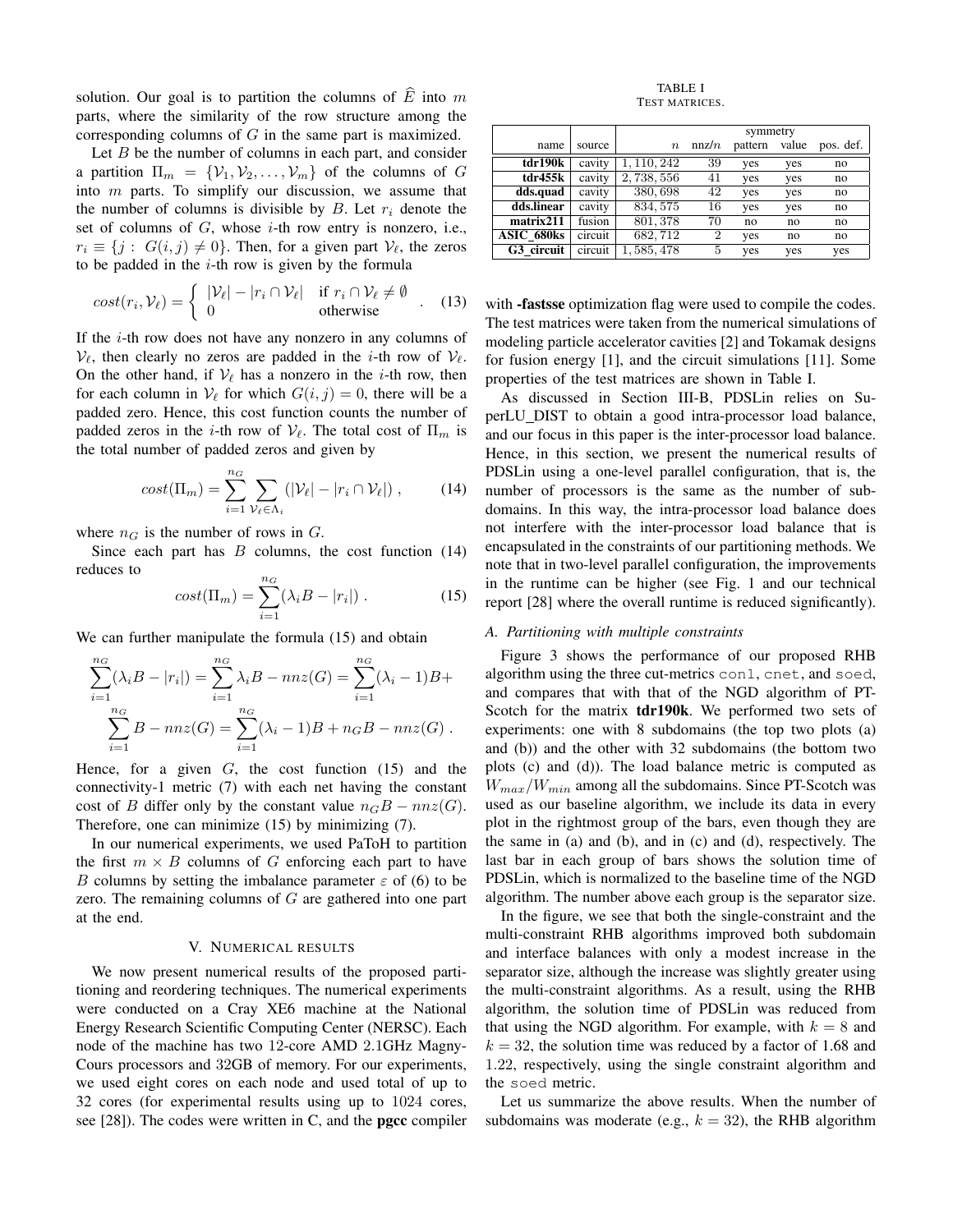solution. Our goal is to partition the columns of $\widehat{E}$ into $m$ parts, where the similarity of the row structure among the corresponding columns of $G$ in the same part is maximized.

Let $B$ be the number of columns in each part, and consider a partition $\Pi_m = \{\mathcal{V}_1, \mathcal{V}_2, \ldots, \mathcal{V}_m\}$ of the columns of $G$ into $m$ parts. To simplify our discussion, we assume that the number of columns is divisible by $B$. Let $r_i$ denote the set of columns of $G$, whose $i$-th row entry is nonzero, i.e., $r_i \equiv \{j : G(i,j) \neq 0\}$. Then, for a given part $\mathcal{V}_\ell$, the zeros to be padded in the $i$-th row is given by the formula

$$cost(r_i, \mathcal{V}_\ell) = \begin{cases} |\mathcal{V}_\ell| - |r_i \cap \mathcal{V}_\ell| & \text{if } r_i \cap \mathcal{V}_\ell \neq \emptyset \\ 0 & \text{otherwise} \end{cases} . \quad (13)$$

If the $i$-th row does not have any nonzero in any columns of $\mathcal{V}_\ell$, then clearly no zeros are padded in the $i$-th row of $\mathcal{V}_\ell$. On the other hand, if $\mathcal{V}_\ell$ has a nonzero in the $i$-th row, then for each column in $\mathcal{V}_\ell$ for which $G(i,j) = 0$, there will be a padded zero. Hence, this cost function counts the number of padded zeros in the $i$-th row of $\mathcal{V}_\ell$. The total cost of $\Pi_m$ is the total number of padded zeros and given by

$$cost(\Pi_m) = \sum_{i=1}^{n_G} \sum_{\mathcal{V}_\ell \in \Lambda_i} (|\mathcal{V}_\ell| - |r_i \cap \mathcal{V}_\ell|) , \quad (14)$$

where $n_G$ is the number of rows in $G$.

Since each part has $B$ columns, the cost function (14) reduces to

$$cost(\Pi_m) = \sum_{i=1}^{n_G} (\lambda_i B - |r_i|) . \quad (15)$$

We can further manipulate the formula (15) and obtain

$$\sum_{i=1}^{n_G} (\lambda_i B - |r_i|) = \sum_{i=1}^{n_G} \lambda_i B - nnz(G) = \sum_{i=1}^{n_G} (\lambda_i - 1) B + \sum_{i=1}^{n_G} B - nnz(G) = \sum_{i=1}^{n_G} (\lambda_i - 1) B + n_G B - nnz(G) .$$

Hence, for a given $G$, the cost function (15) and the connectivity-1 metric (7) with each net having the constant cost of $B$ differ only by the constant value $n_G B - nnz(G)$. Therefore, one can minimize (15) by minimizing (7).

In our numerical experiments, we used PaToH to partition the first $m \times B$ columns of $G$ enforcing each part to have $B$ columns by setting the imbalance parameter $\varepsilon$ of (6) to be zero. The remaining columns of $G$ are gathered into one part at the end.

## V. Numerical results

We now present numerical results of the proposed partitioning and reordering techniques. The numerical experiments were conducted on a Cray XE6 machine at the National Energy Research Scientific Computing Center (NERSC). Each node of the machine has two 12-core AMD 2.1GHz Magny-Cours processors and 32GB of memory. For our experiments, we used eight cores on each node and used total of up to 32 cores (for experimental results using up to 1024 cores, see [28]). The codes were written in C, and the **pgcc** compiler with **-fastsse** optimization flag were used to compile the codes. The test matrices were taken from the numerical simulations of modeling particle accelerator cavities [2] and Tokamak designs for fusion energy [1], and the circuit simulations [11]. Some properties of the test matrices are shown in Table I.

TABLE I
Test matrices.

| name | source | $n$ | nnz/$n$ | symmetry pattern | symmetry value | symmetry pos. def. |
|---|---|---|---|---|---|---|
| **tdr190k** | cavity | $1,110,242$ | 39 | yes | yes | no |
| **tdr455k** | cavity | $2,738,556$ | 41 | yes | yes | no |
| **dds.quad** | cavity | $380,698$ | 42 | yes | yes | no |
| **dds.linear** | cavity | $834,575$ | 16 | yes | yes | no |
| **matrix211** | fusion | $801,378$ | 70 | no | no | no |
| **ASIC_680ks** | circuit | $682,712$ | 2 | yes | no | no |
| **G3_circuit** | circuit | $1,585,478$ | 5 | yes | yes | yes |

As discussed in Section III-B, PDSLin relies on SuperLU_DIST to obtain a good intra-processor load balance, and our focus in this paper is the inter-processor load balance. Hence, in this section, we present the numerical results of PDSLin using a one-level parallel configuration, that is, the number of processors is the same as the number of subdomains. In this way, the intra-processor load balance does not interfere with the inter-processor load balance that is encapsulated in the constraints of our partitioning methods. We note that in two-level parallel configuration, the improvements in the runtime can be higher (see Fig. 1 and our technical report [28] where the overall runtime is reduced significantly).

### A. Partitioning with multiple constraints

Figure 3 shows the performance of our proposed RHB algorithm using the three cut-metrics `con1`, `cnet`, and `soed`, and compares that with that of the NGD algorithm of PT-Scotch for the matrix **tdr190k**. We performed two sets of experiments: one with 8 subdomains (the top two plots (a) and (b)) and the other with 32 subdomains (the bottom two plots (c) and (d)). The load balance metric is computed as $W_{max}/W_{min}$ among all the subdomains. Since PT-Scotch was used as our baseline algorithm, we include its data in every plot in the rightmost group of the bars, even though they are the same in (a) and (b), and in (c) and (d), respectively. The last bar in each group of bars shows the solution time of PDSLin, which is normalized to the baseline time of the NGD algorithm. The number above each group is the separator size.

In the figure, we see that both the single-constraint and the multi-constraint RHB algorithms improved both subdomain and interface balances with only a modest increase in the separator size, although the increase was slightly greater using the multi-constraint algorithms. As a result, using the RHB algorithm, the solution time of PDSLin was reduced from that using the NGD algorithm. For example, with $k = 8$ and $k = 32$, the solution time was reduced by a factor of 1.68 and 1.22, respectively, using the single constraint algorithm and the `soed` metric.

Let us summarize the above results. When the number of subdomains was moderate (e.g., $k = 32$), the RHB algorithm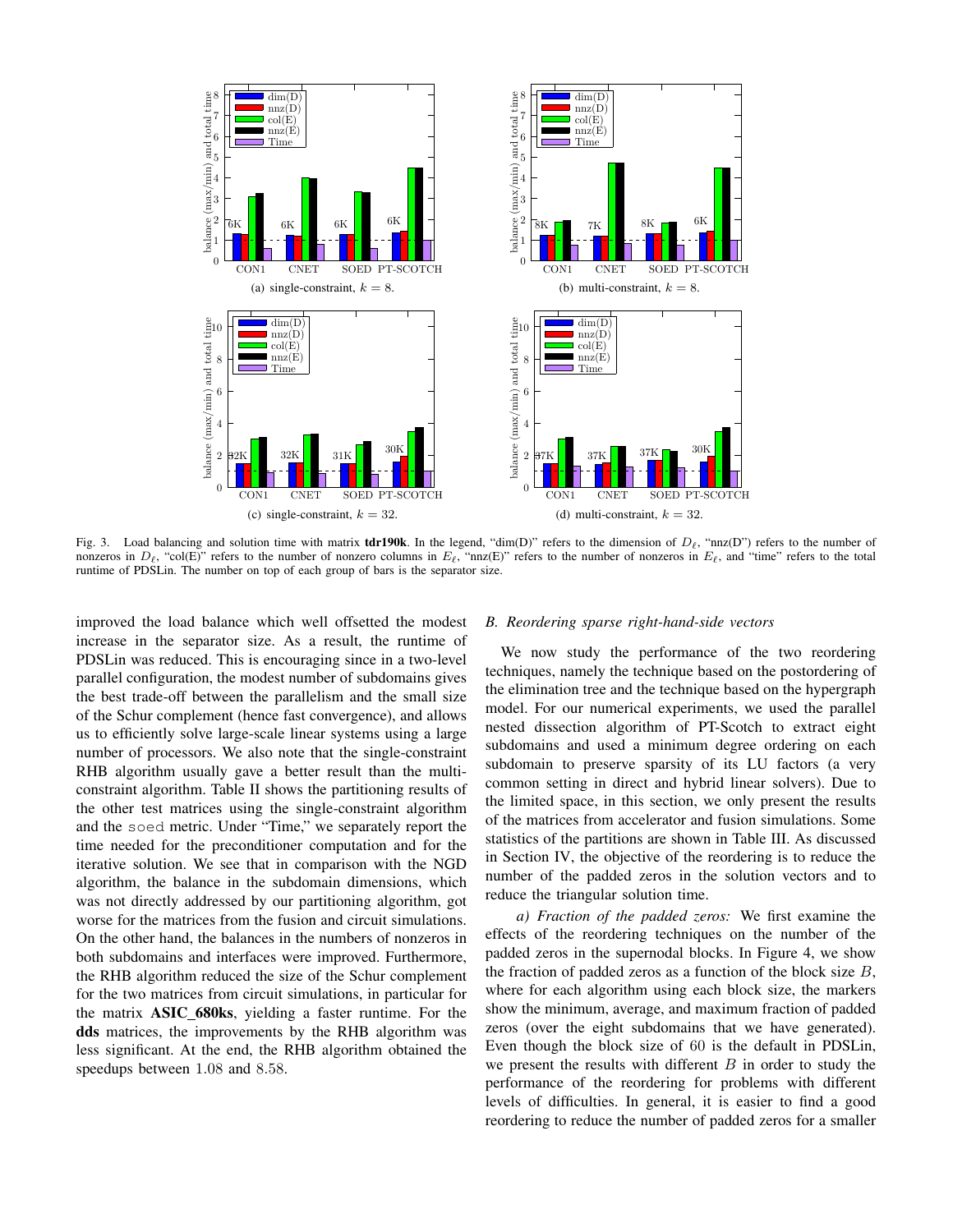Fig. 3. Load balancing and solution time with matrix **tdr190k**. In the legend, "dim(D)" refers to the dimension of $D_\ell$, "nnz(D)" refers to the number of nonzeros in $D_\ell$, "col(E)" refers to the number of nonzero columns in $E_\ell$, "nnz(E)" refers to the number of nonzeros in $E_\ell$, and "time" refers to the total runtime of PDSLin. The number on top of each group of bars is the separator size.

(a) single-constraint, $k = 8$. (b) multi-constraint, $k = 8$. (c) single-constraint, $k = 32$. (d) multi-constraint, $k = 32$.

improved the load balance which well offsetted the modest increase in the separator size. As a result, the runtime of PDSLin was reduced. This is encouraging since in a two-level parallel configuration, the modest number of subdomains gives the best trade-off between the parallelism and the small size of the Schur complement (hence fast convergence), and allows us to efficiently solve large-scale linear systems using a large number of processors. We also note that the single-constraint RHB algorithm usually gave a better result than the multi-constraint algorithm. Table II shows the partitioning results of the other test matrices using the single-constraint algorithm and the soed metric. Under "Time," we separately report the time needed for the preconditioner computation and for the iterative solution. We see that in comparison with the NGD algorithm, the balance in the subdomain dimensions, which was not directly addressed by our partitioning algorithm, got worse for the matrices from the fusion and circuit simulations. On the other hand, the balances in the numbers of nonzeros in both subdomains and interfaces were improved. Furthermore, the RHB algorithm reduced the size of the Schur complement for the two matrices from circuit simulations, in particular for the matrix **ASIC_680ks**, yielding a faster runtime. For the **dds** matrices, the improvements by the RHB algorithm was less significant. At the end, the RHB algorithm obtained the speedups between 1.08 and 8.58.

### B. Reordering sparse right-hand-side vectors

We now study the performance of the two reordering techniques, namely the technique based on the postordering of the elimination tree and the technique based on the hypergraph model. For our numerical experiments, we used the parallel nested dissection algorithm of PT-Scotch to extract eight subdomains and used a minimum degree ordering on each subdomain to preserve sparsity of its LU factors (a very common setting in direct and hybrid linear solvers). Due to the limited space, in this section, we only present the results of the matrices from accelerator and fusion simulations. Some statistics of the partitions are shown in Table III. As discussed in Section IV, the objective of the reordering is to reduce the number of the padded zeros in the solution vectors and to reduce the triangular solution time.

*a) Fraction of the padded zeros:* We first examine the effects of the reordering techniques on the number of the padded zeros in the supernodal blocks. In Figure 4, we show the fraction of padded zeros as a function of the block size $B$, where for each algorithm using each block size, the markers show the minimum, average, and maximum fraction of padded zeros (over the eight subdomains that we have generated). Even though the block size of 60 is the default in PDSLin, we present the results with different $B$ in order to study the performance of the reordering for problems with different levels of difficulties. In general, it is easier to find a good reordering to reduce the number of padded zeros for a smaller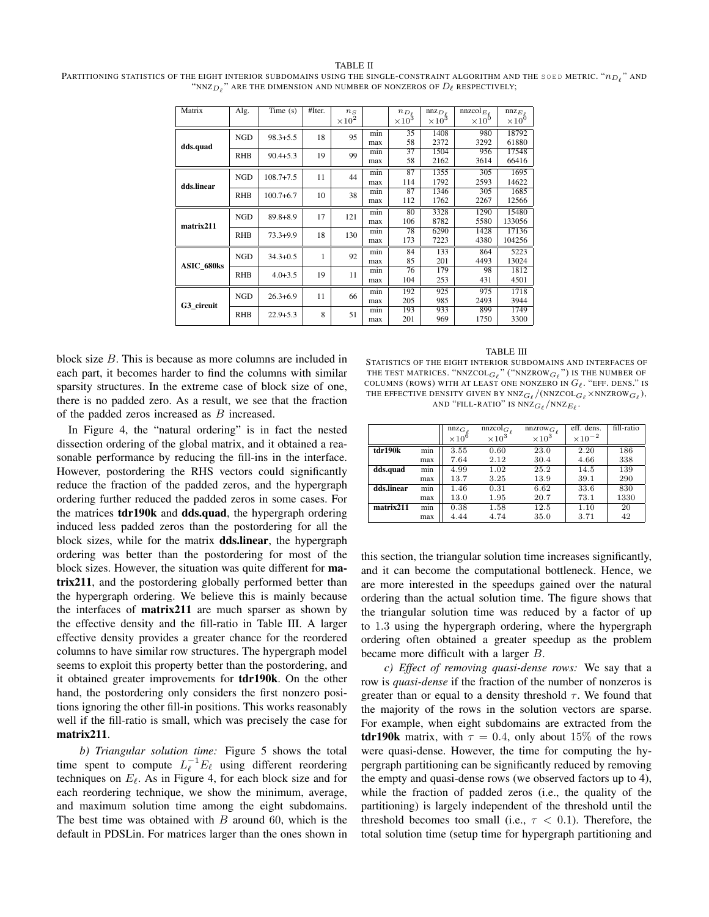TABLE II

PARTITIONING STATISTICS OF THE EIGHT INTERIOR SUBDOMAINS USING THE SINGLE-CONSTRAINT ALGORITHM AND THE SOED METRIC. "$n_{D_\ell}$" AND "NNZ$_{D_\ell}$" ARE THE DIMENSION AND NUMBER OF NONZEROS OF $D_\ell$ RESPECTIVELY;

| Matrix | Alg. | Time (s) | #Iter. | $n_S$ $\times 10^2$ | | $n_{D_\ell}$ $\times 10^3$ | nnz$_{D_\ell}$ $\times 10^3$ | nnzcol$_{E_\ell}$ $\times 10^0$ | nnz$_{E_\ell}$ $\times 10^0$ |
|---|---|---|---|---|---|---|---|---|---|
| **dds.quad** | NGD | 98.3+5.5 | 18 | 95 | min | 35 | 1408 | 980 | 18792 |
| | | | | | max | 58 | 2372 | 3292 | 61880 |
| | RHB | 90.4+5.3 | 19 | 99 | min | 37 | 1504 | 956 | 17548 |
| | | | | | max | 58 | 2162 | 3614 | 66416 |
| **dds.linear** | NGD | 108.7+7.5 | 11 | 44 | min | 87 | 1355 | 305 | 1695 |
| | | | | | max | 114 | 1792 | 2593 | 14622 |
| | RHB | 100.7+6.7 | 10 | 38 | min | 87 | 1346 | 305 | 1685 |
| | | | | | max | 112 | 1762 | 2267 | 12566 |
| **matrix211** | NGD | 89.8+8.9 | 17 | 121 | min | 80 | 3328 | 1290 | 15480 |
| | | | | | max | 106 | 8782 | 5580 | 133056 |
| | RHB | 73.3+9.9 | 18 | 130 | min | 78 | 6290 | 1428 | 17136 |
| | | | | | max | 173 | 7223 | 4380 | 104256 |
| **ASIC_680ks** | NGD | 34.3+0.5 | 1 | 92 | min | 84 | 133 | 864 | 5223 |
| | | | | | max | 85 | 201 | 4493 | 13024 |
| | RHB | 4.0+3.5 | 19 | 11 | min | 76 | 179 | 98 | 1812 |
| | | | | | max | 104 | 253 | 431 | 4501 |
| **G3_circuit** | NGD | 26.3+6.9 | 11 | 66 | min | 192 | 925 | 975 | 1718 |
| | | | | | max | 205 | 985 | 2493 | 3944 |
| | RHB | 22.9+5.3 | 8 | 51 | min | 193 | 933 | 899 | 1749 |
| | | | | | max | 201 | 969 | 1750 | 3300 |

block size $B$. This is because as more columns are included in each part, it becomes harder to find the columns with similar sparsity structures. In the extreme case of block size of one, there is no padded zero. As a result, we see that the fraction of the padded zeros increased as $B$ increased.

In Figure 4, the "natural ordering" is in fact the nested dissection ordering of the global matrix, and it obtained a reasonable performance by reducing the fill-ins in the interface. However, postordering the RHS vectors could significantly reduce the fraction of the padded zeros, and the hypergraph ordering further reduced the padded zeros in some cases. For the matrices **tdr190k** and **dds.quad**, the hypergraph ordering induced less padded zeros than the postordering for all the block sizes, while for the matrix **dds.linear**, the hypergraph ordering was better than the postordering for most of the block sizes. However, the situation was quite different for **matrix211**, and the postordering globally performed better than the hypergraph ordering. We believe this is mainly because the interfaces of **matrix211** are much sparser as shown by the effective density and the fill-ratio in Table III. A larger effective density provides a greater chance for the reordered columns to have similar row structures. The hypergraph model seems to exploit this property better than the postordering, and it obtained greater improvements for **tdr190k**. On the other hand, the postordering only considers the first nonzero positions ignoring the other fill-in positions. This works reasonably well if the fill-ratio is small, which was precisely the case for **matrix211**.

*b) Triangular solution time:* Figure 5 shows the total time spent to compute $L_\ell^{-1}E_\ell$ using different reordering techniques on $E_\ell$. As in Figure 4, for each block size and for each reordering technique, we show the minimum, average, and maximum solution time among the eight subdomains. The best time was obtained with $B$ around 60, which is the default in PDSLin. For matrices larger than the ones shown in this section, the triangular solution time increases significantly, and it can become the computational bottleneck. Hence, we are more interested in the speedups gained over the natural ordering than the actual solution time. The figure shows that the triangular solution time was reduced by a factor of up to 1.3 using the hypergraph ordering, where the hypergraph ordering often obtained a greater speedup as the problem became more difficult with a larger $B$.

TABLE III

STATISTICS OF THE EIGHT INTERIOR SUBDOMAINS AND INTERFACES OF THE TEST MATRICES. "NNZCOL$_{G_\ell}$" ("NNZROW$_{G_\ell}$") IS THE NUMBER OF COLUMNS (ROWS) WITH AT LEAST ONE NONZERO IN $G_\ell$. "EFF. DENS." IS THE EFFECTIVE DENSITY GIVEN BY NNZ$_{G_\ell}$/(NNZCOL$_{G_\ell}$×NNZROW$_{G_\ell}$), AND "FILL-RATIO" IS NNZ$_{G_\ell}$/NNZ$_{E_\ell}$.

| | | nnz$_{G_\ell}$ $\times 10^6$ | nnzcol$_{G_\ell}$ $\times 10^3$ | nnzrow$_{G_\ell}$ $\times 10^3$ | eff. dens. $\times 10^{-2}$ | fill-ratio |
|---|---|---|---|---|---|---|
| **tdr190k** | min | 3.55 | 0.60 | 23.0 | 2.20 | 186 |
| | max | 7.64 | 2.12 | 30.4 | 4.66 | 338 |
| **dds.quad** | min | 4.99 | 1.02 | 25.2 | 14.5 | 139 |
| | max | 13.7 | 3.25 | 13.9 | 39.1 | 290 |
| **dds.linear** | min | 1.46 | 0.31 | 6.62 | 33.6 | 830 |
| | max | 13.0 | 1.95 | 20.7 | 73.1 | 1330 |
| **matrix211** | min | 0.38 | 1.58 | 12.5 | 1.10 | 20 |
| | max | 4.44 | 4.74 | 35.0 | 3.71 | 42 |

*c) Effect of removing quasi-dense rows:* We say that a row is *quasi-dense* if the fraction of the number of nonzeros is greater than or equal to a density threshold $\tau$. We found that the majority of the rows in the solution vectors are sparse. For example, when eight subdomains are extracted from the **tdr190k** matrix, with $\tau = 0.4$, only about 15% of the rows were quasi-dense. However, the time for computing the hypergraph partitioning can be significantly reduced by removing the empty and quasi-dense rows (we observed factors up to 4), while the fraction of padded zeros (i.e., the quality of the partitioning) is largely independent of the threshold until the threshold becomes too small (i.e., $\tau < 0.1$). Therefore, the total solution time (setup time for hypergraph partitioning and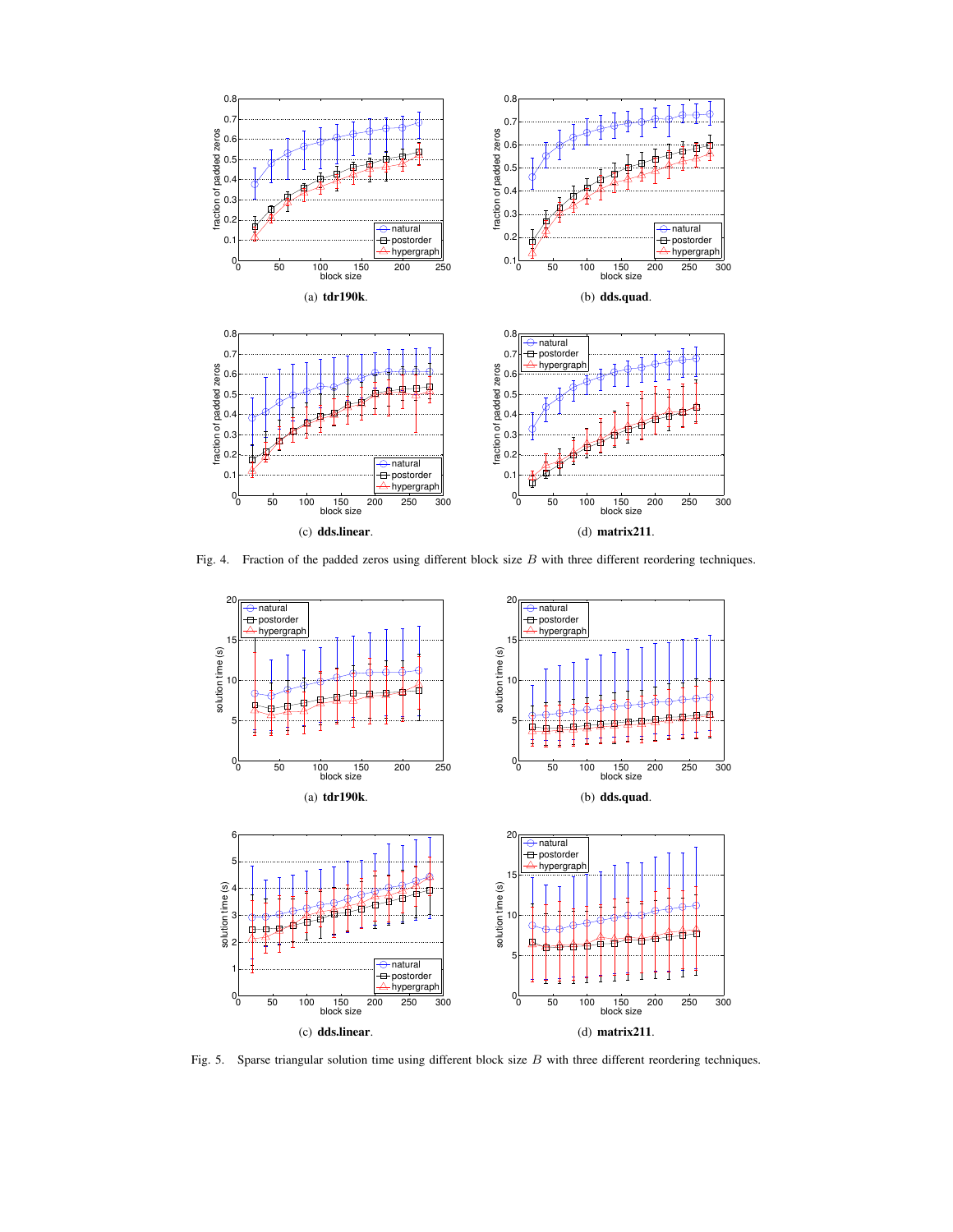(a) **tdr190k**.

(b) **dds.quad**.

(c) **dds.linear**.

(d) **matrix211**.

Fig. 4. Fraction of the padded zeros using different block size $B$ with three different reordering techniques.

(a) **tdr190k**.

(b) **dds.quad**.

(c) **dds.linear**.

(d) **matrix211**.

Fig. 5. Sparse triangular solution time using different block size $B$ with three different reordering techniques.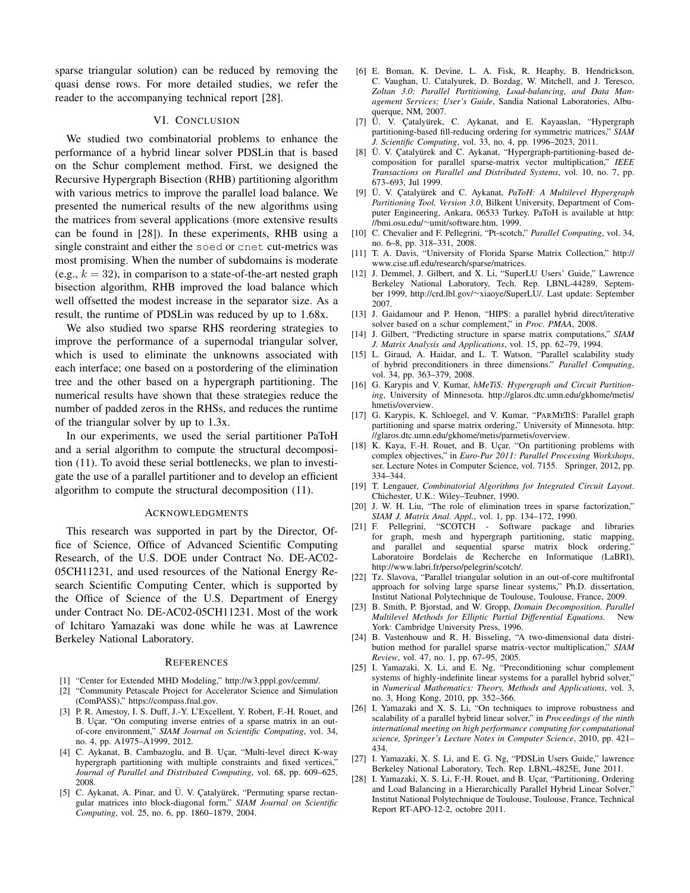sparse triangular solution) can be reduced by removing the quasi dense rows. For more detailed studies, we refer the reader to the accompanying technical report [28].

## VI. Conclusion

We studied two combinatorial problems to enhance the performance of a hybrid linear solver PDSLin that is based on the Schur complement method. First, we designed the Recursive Hypergraph Bisection (RHB) partitioning algorithm with various metrics to improve the parallel load balance. We presented the numerical results of the new algorithms using the matrices from several applications (more extensive results can be found in [28]). In these experiments, RHB using a single constraint and either the `soed` or `cnet` cut-metrics was most promising. When the number of subdomains is moderate (e.g., $k = 32$), in comparison to a state-of-the-art nested graph bisection algorithm, RHB improved the load balance which well offsetted the modest increase in the separator size. As a result, the runtime of PDSLin was reduced by up to 1.68x.

We also studied two sparse RHS reordering strategies to improve the performance of a supernodal triangular solver, which is used to eliminate the unknowns associated with each interface; one based on a postordering of the elimination tree and the other based on a hypergraph partitioning. The numerical results have shown that these strategies reduce the number of padded zeros in the RHSs, and reduces the runtime of the triangular solver by up to 1.3x.

In our experiments, we used the serial partitioner PaToH and a serial algorithm to compute the structural decomposition (11). To avoid these serial bottlenecks, we plan to investigate the use of a parallel partitioner and to develop an efficient algorithm to compute the structural decomposition (11).

## Acknowledgments

This research was supported in part by the Director, Office of Science, Office of Advanced Scientific Computing Research, of the U.S. DOE under Contract No. DE-AC02-05CH11231, and used resources of the National Energy Research Scientific Computing Center, which is supported by the Office of Science of the U.S. Department of Energy under Contract No. DE-AC02-05CH11231. Most of the work of Ichitaro Yamazaki was done while he was at Lawrence Berkeley National Laboratory.

## References

[1] "Center for Extended MHD Modeling," http://w3.pppl.gov/cemm/.

[2] "Community Petascale Project for Accelerator Science and Simulation (ComPASS)," https://compass.fnal.gov.

[3] P. R. Amestoy, I. S. Duff, J.-Y. L'Excellent, Y. Robert, F.-H. Rouet, and B. Uçar, "On computing inverse entries of a sparse matrix in an out-of-core environment," *SIAM Journal on Scientific Computing*, vol. 34, no. 4, pp. A1975–A1999, 2012.

[4] C. Aykanat, B. Cambazoglu, and B. Uçar, "Multi-level direct K-way hypergraph partitioning with multiple constraints and fixed vertices," *Journal of Parallel and Distributed Computing*, vol. 68, pp. 609–625, 2008.

[5] C. Aykanat, A. Pinar, and Ü. V. Çatalyürek, "Permuting sparse rectangular matrices into block-diagonal form," *SIAM Journal on Scientific Computing*, vol. 25, no. 6, pp. 1860–1879, 2004.

[6] E. Boman, K. Devine, L. A. Fisk, R. Heaphy, B. Hendrickson, C. Vaughan, U. Catalyurek, D. Bozdag, W. Mitchell, and J. Teresco, *Zoltan 3.0: Parallel Partitioning, Load-balancing, and Data Management Services; User's Guide*, Sandia National Laboratories, Albuquerque, NM, 2007.

[7] Ü. V. Çatalyürek, C. Aykanat, and E. Kayaaslan, "Hypergraph partitioning-based fill-reducing ordering for symmetric matrices," *SIAM J. Scientific Computing*, vol. 33, no. 4, pp. 1996–2023, 2011.

[8] Ü. V. Çatalyürek and C. Aykanat, "Hypergraph-partitioning-based decomposition for parallel sparse-matrix vector multiplication," *IEEE Transactions on Parallel and Distributed Systems*, vol. 10, no. 7, pp. 673–693, Jul 1999.

[9] Ü. V. Çatalyürek and C. Aykanat, *PaToH: A Multilevel Hypergraph Partitioning Tool, Version 3.0*, Bilkent University, Department of Computer Engineering, Ankara, 06533 Turkey. PaToH is available at http://bmi.osu.edu/~umit/software.htm, 1999.

[10] C. Chevalier and F. Pellegrini, "Pt-scotch," *Parallel Computing*, vol. 34, no. 6–8, pp. 318–331, 2008.

[11] T. A. Davis, "University of Florida Sparse Matrix Collection," http://www.cise.ufl.edu/research/sparse/matrices.

[12] J. Demmel, J. Gilbert, and X. Li, "SuperLU Users' Guide," Lawrence Berkeley National Laboratory, Tech. Rep. LBNL-44289, September 1999, http://crd.lbl.gov/~xiaoye/SuperLU/. Last update: September 2007.

[13] J. Gaidamour and P. Henon, "HIPS: a parallel hybrid direct/iterative solver based on a schur complement," in *Proc. PMAA*, 2008.

[14] J. Gilbert, "Predicting structure in sparse matrix computations," *SIAM J. Matrix Analysis and Applications*, vol. 15, pp. 62–79, 1994.

[15] L. Giraud, A. Haidar, and L. T. Watson, "Parallel scalability study of hybrid preconditioners in three dimensions," *Parallel Computing*, vol. 34, pp. 363–379, 2008.

[16] G. Karypis and V. Kumar, *hMeTiS: Hypergraph and Circuit Partitioning*, University of Minnesota. http://glaros.dtc.umn.edu/gkhome/metis/hmetis/overview.

[17] G. Karypis, K. Schloegel, and V. Kumar, "ParMeTiS: Parallel graph partitioning and sparse matrix ordering," University of Minnesota. http://glaros.dtc.umn.edu/gkhome/metis/parmetis/overview.

[18] K. Kaya, F.-H. Rouet, and B. Uçar, "On partitioning problems with complex objectives," in *Euro-Par 2011: Parallel Processing Workshops*, ser. Lecture Notes in Computer Science, vol. 7155. Springer, 2012, pp. 334–344.

[19] T. Lengauer, *Combinatorial Algorithms for Integrated Circuit Layout*. Chichester, U.K.: Wiley–Teubner, 1990.

[20] J. W. H. Liu, "The role of elimination trees in sparse factorization," *SIAM J. Matrix Anal. Appl.*, vol. 1, pp. 134–172, 1990.

[21] F. Pellegrini, "SCOTCH - Software package and libraries for graph, mesh and hypergraph partitioning, static mapping, and parallel and sequential sparse matrix block ordering," Laboratoire Bordelais de Recherche en Informatique (LaBRI), http://www.labri.fr/perso/pelegrin/scotch/.

[22] Tz. Slavova, "Parallel triangular solution in an out-of-core multifrontal approach for solving large sparse linear systems," Ph.D. dissertation, Institut National Polytechnique de Toulouse, Toulouse, France, 2009.

[23] B. Smith, P. Bjorstad, and W. Gropp, *Domain Decomposition. Parallel Multilevel Methods for Elliptic Partial Differential Equations.* New York: Cambridge University Press, 1996.

[24] B. Vastenhouw and R. H. Bisseling, "A two-dimensional data distribution method for parallel sparse matrix-vector multiplication," *SIAM Review*, vol. 47, no. 1, pp. 67–95, 2005.

[25] I. Yamazaki, X. Li, and E. Ng, "Preconditioning schur complement systems of highly-indefinite linear systems for a parallel hybrid solver," in *Numerical Mathematics: Theory, Methods and Applications*, vol. 3, no. 3, Hong Kong, 2010, pp. 352–366.

[26] I. Yamazaki and X. S. Li, "On techniques to improve robustness and scalability of a parallel hybrid linear solver," in *Proceedings of the ninth international meeting on high performance computing for computational science, Springer's Lecture Notes in Computer Science*, 2010, pp. 421–434.

[27] I. Yamazaki, X. S. Li, and E. G. Ng, "PDSLin Users Guide," lawrence Berkeley National Laboratory, Tech. Rep. LBNL-4825E, June 2011.

[28] I. Yamazaki, X. S. Li, F.-H. Rouet, and B. Uçar, "Partitioning, Ordering and Load Balancing in a Hierarchically Parallel Hybrid Linear Solver," Institut National Polytechnique de Toulouse, Toulouse, France, Technical Report RT-APO-12-2, octobre 2011.